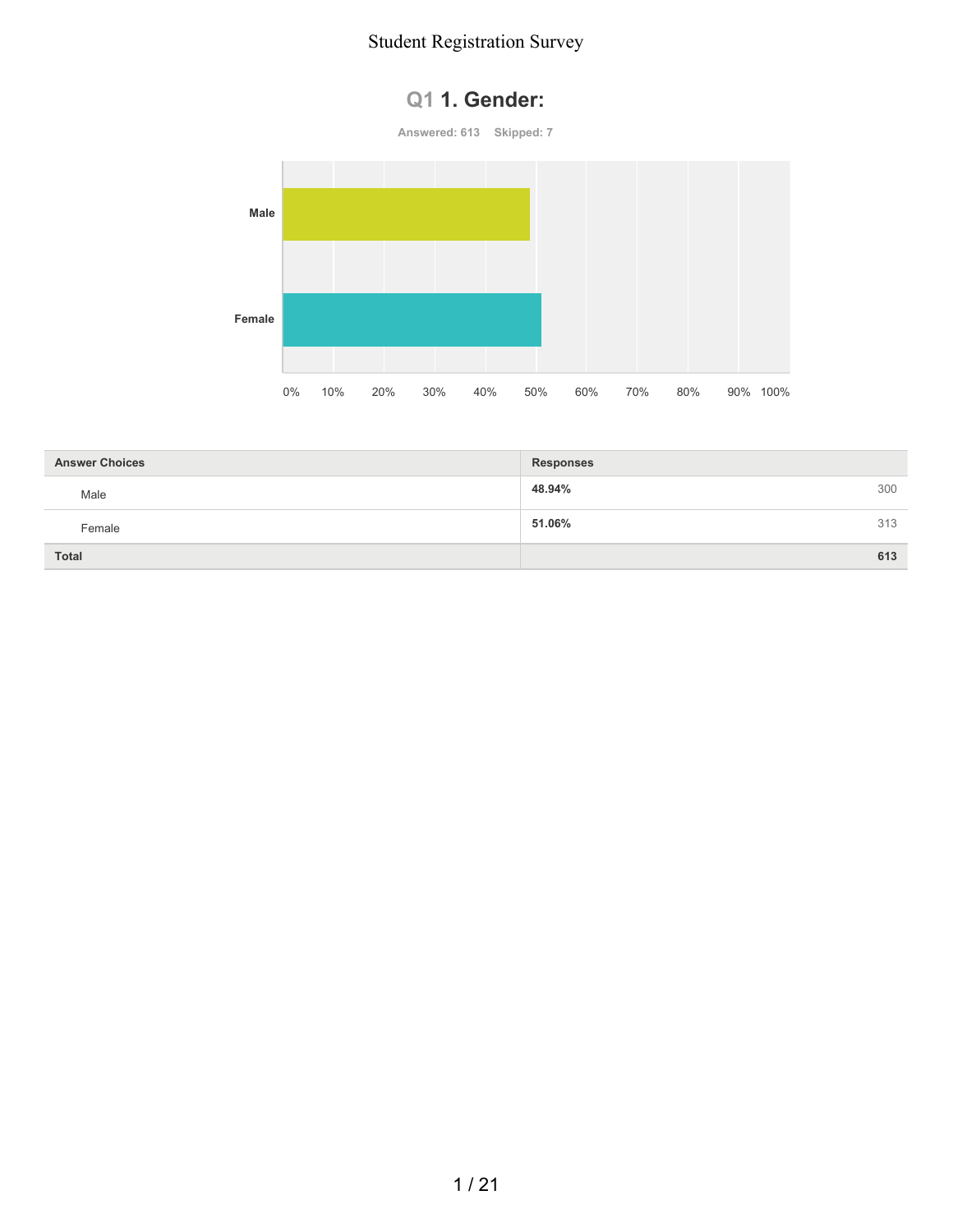# Student Registration Survey

## Q1 1. Gender:

Answered: 613 Skipped: 7

| Answer Choices | Responses | |
|---|---|---|
| Male | 48.94% | 300 |
| Female | 51.06% | 313 |
| Total | | 613 |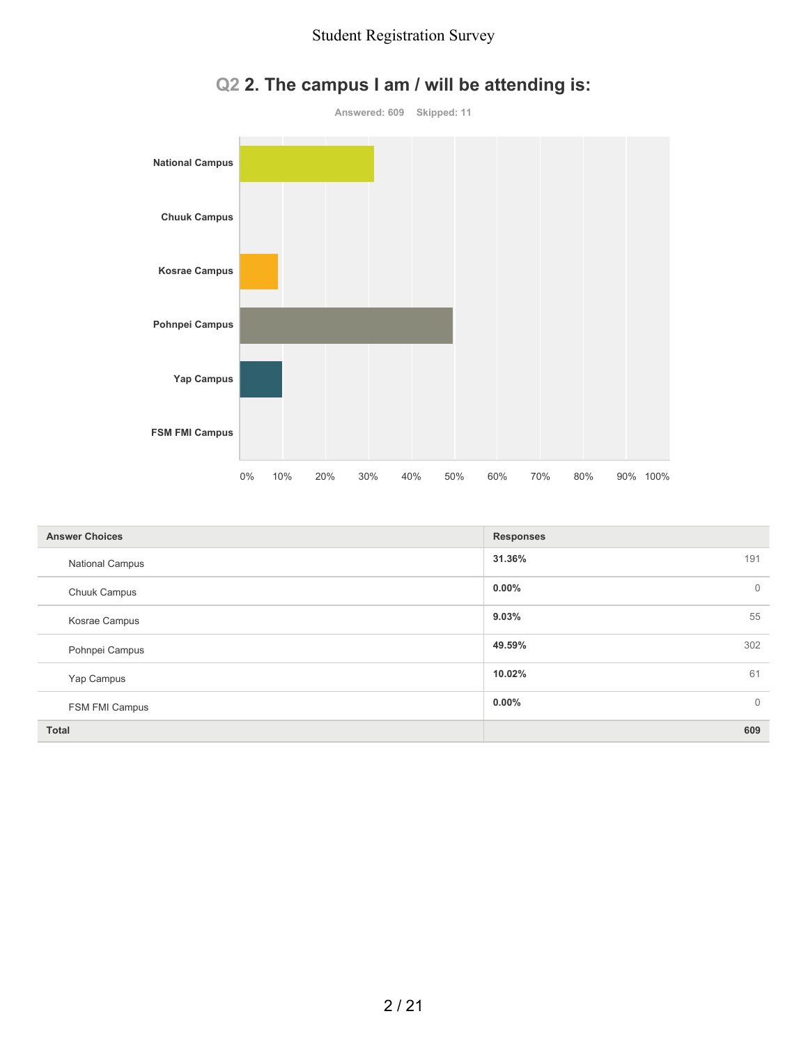## Q2 2. The campus I am / will be attending is:

Answered: 609    Skipped: 11

| Answer Choices | Responses | |
|---|---|---|
| National Campus | 31.36% | 191 |
| Chuuk Campus | 0.00% | 0 |
| Kosrae Campus | 9.03% | 55 |
| Pohnpei Campus | 49.59% | 302 |
| Yap Campus | 10.02% | 61 |
| FSM FMI Campus | 0.00% | 0 |
| **Total** | | **609** |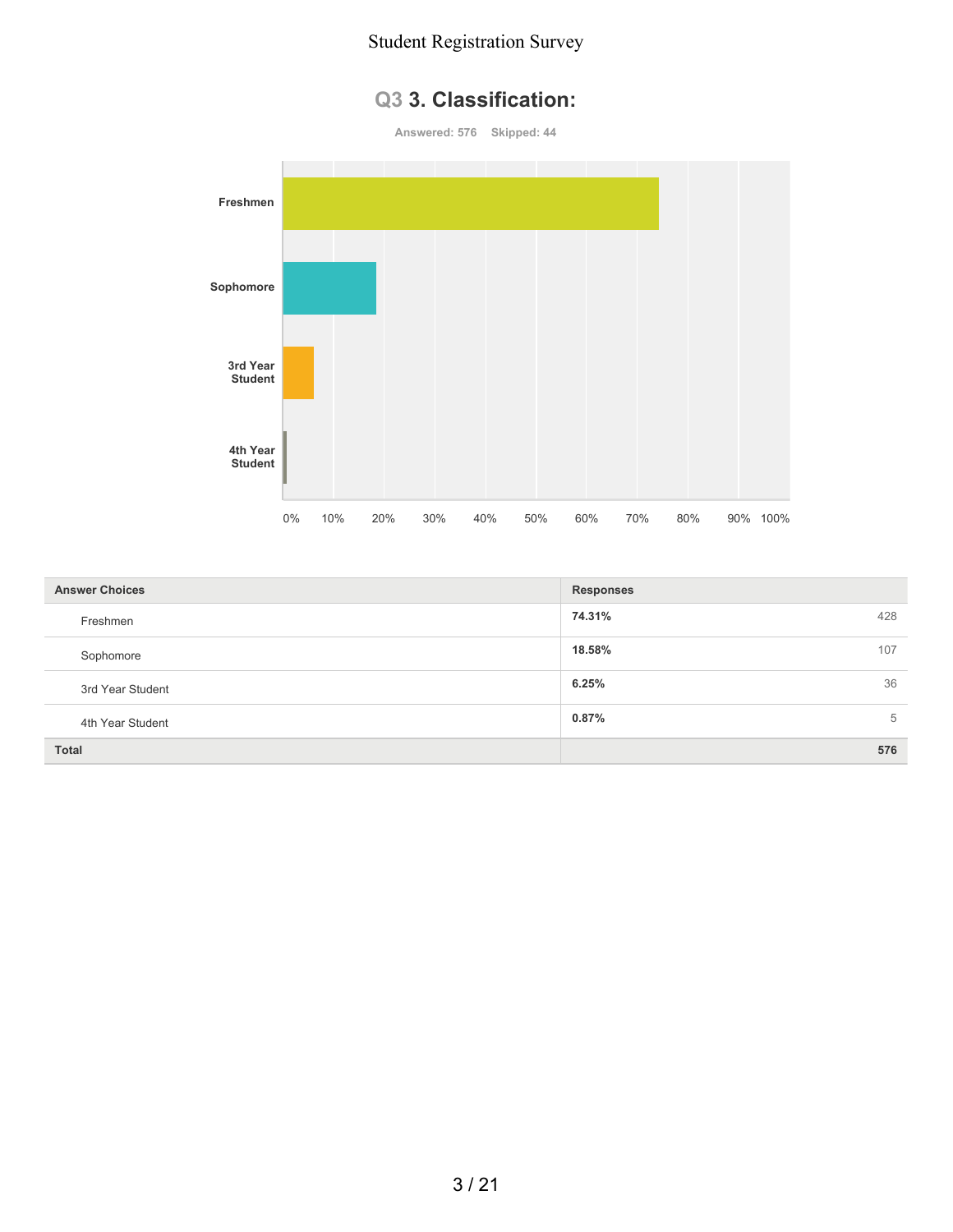## Q3 3. Classification:

**Answered: 576 Skipped: 44**

| Answer Choices | Responses | |
|---|---|---|
| Freshmen | **74.31%** | 428 |
| Sophomore | **18.58%** | 107 |
| 3rd Year Student | **6.25%** | 36 |
| 4th Year Student | **0.87%** | 5 |
| **Total** | | **576** |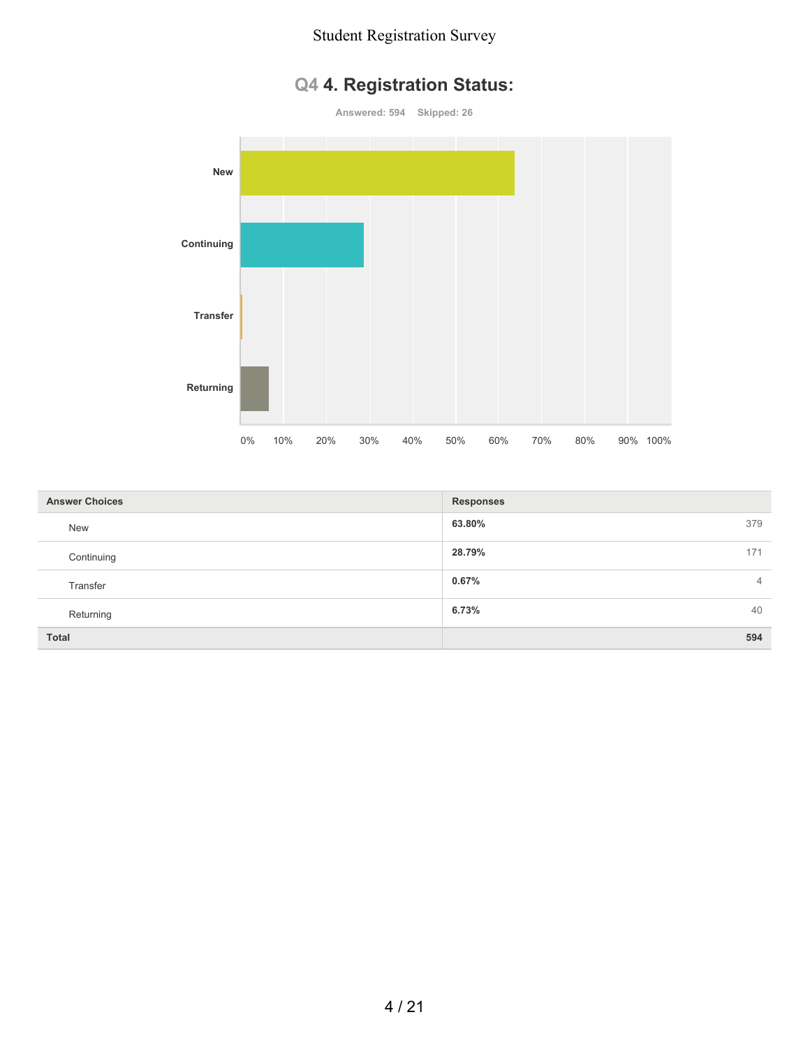## Q4 4. Registration Status:

**Answered: 594 Skipped: 26**

| Answer Choices | Responses | |
|---|---|---|
| New | **63.80%** | 379 |
| Continuing | **28.79%** | 171 |
| Transfer | **0.67%** | 4 |
| Returning | **6.73%** | 40 |
| **Total** | | **594** |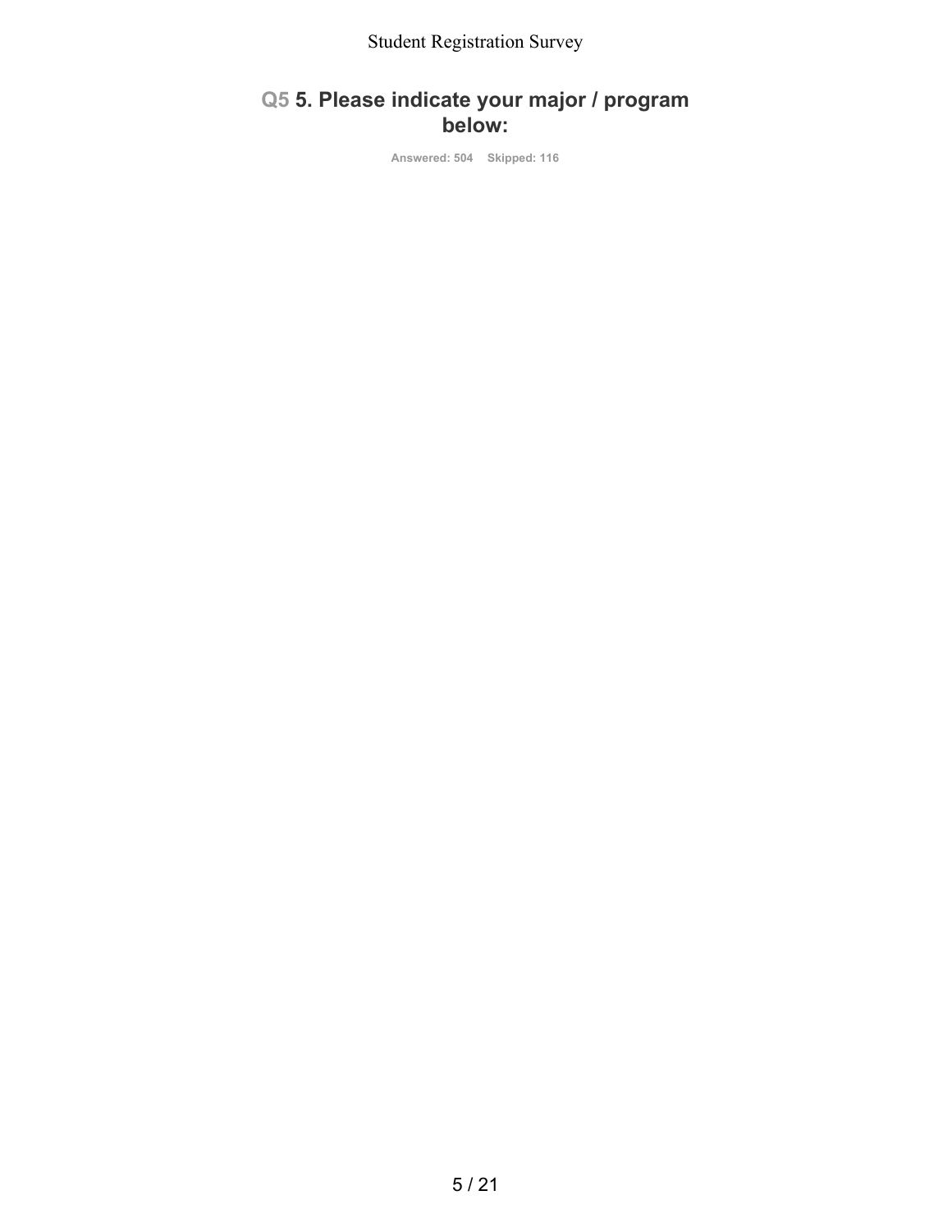## Q5 5. Please indicate your major / program below:

Answered: 504 Skipped: 116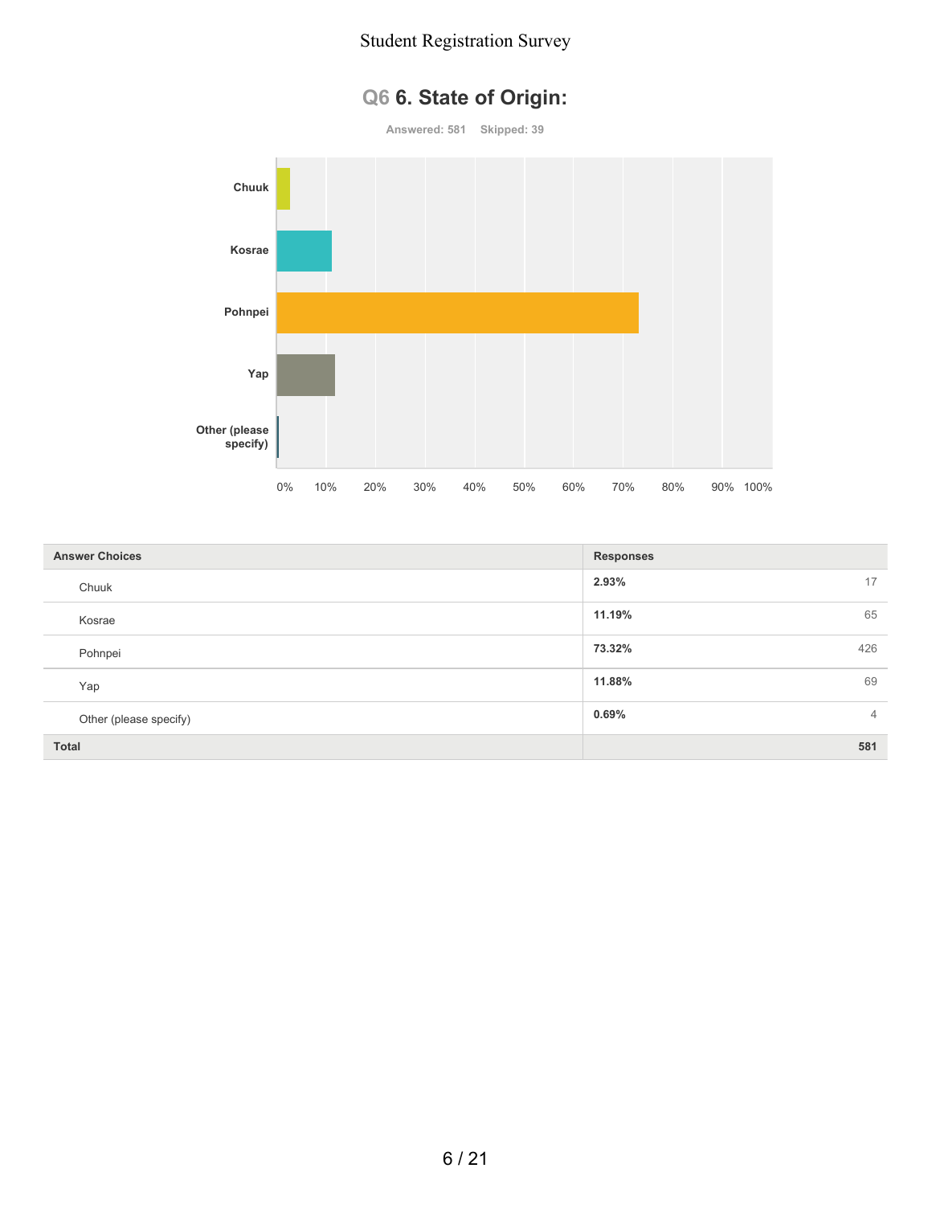# Q6 6. State of Origin:

Answered: 581 Skipped: 39

| Answer Choices | Responses | |
|---|---|---|
| Chuuk | 2.93% | 17 |
| Kosrae | 11.19% | 65 |
| Pohnpei | 73.32% | 426 |
| Yap | 11.88% | 69 |
| Other (please specify) | 0.69% | 4 |
| **Total** | | **581** |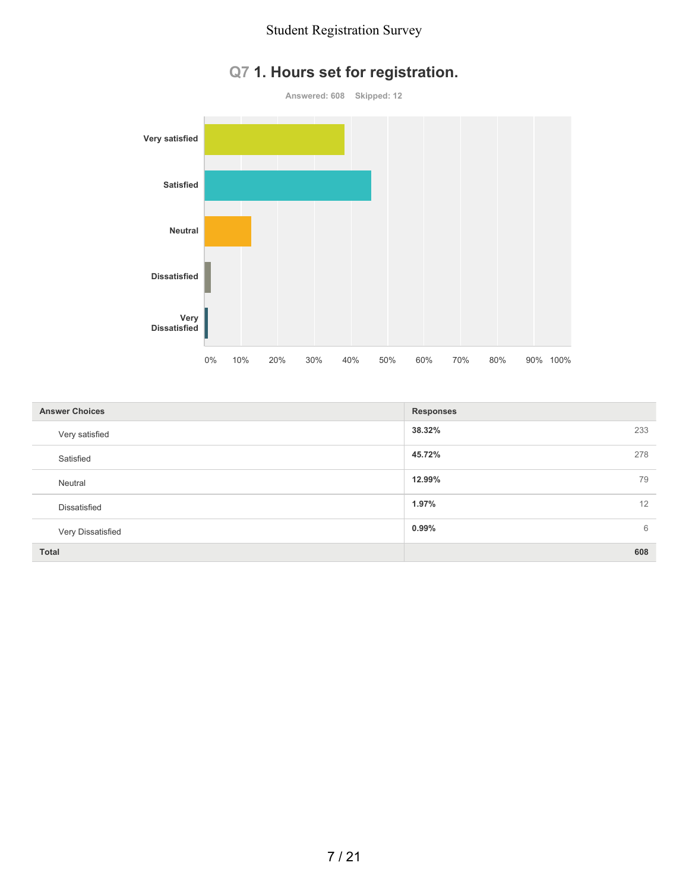## Q7 1. Hours set for registration.

Answered: 608 Skipped: 12

| Answer Choices | Responses | |
|---|---|---|
| Very satisfied | 38.32% | 233 |
| Satisfied | 45.72% | 278 |
| Neutral | 12.99% | 79 |
| Dissatisfied | 1.97% | 12 |
| Very Dissatisfied | 0.99% | 6 |
| **Total** | | **608** |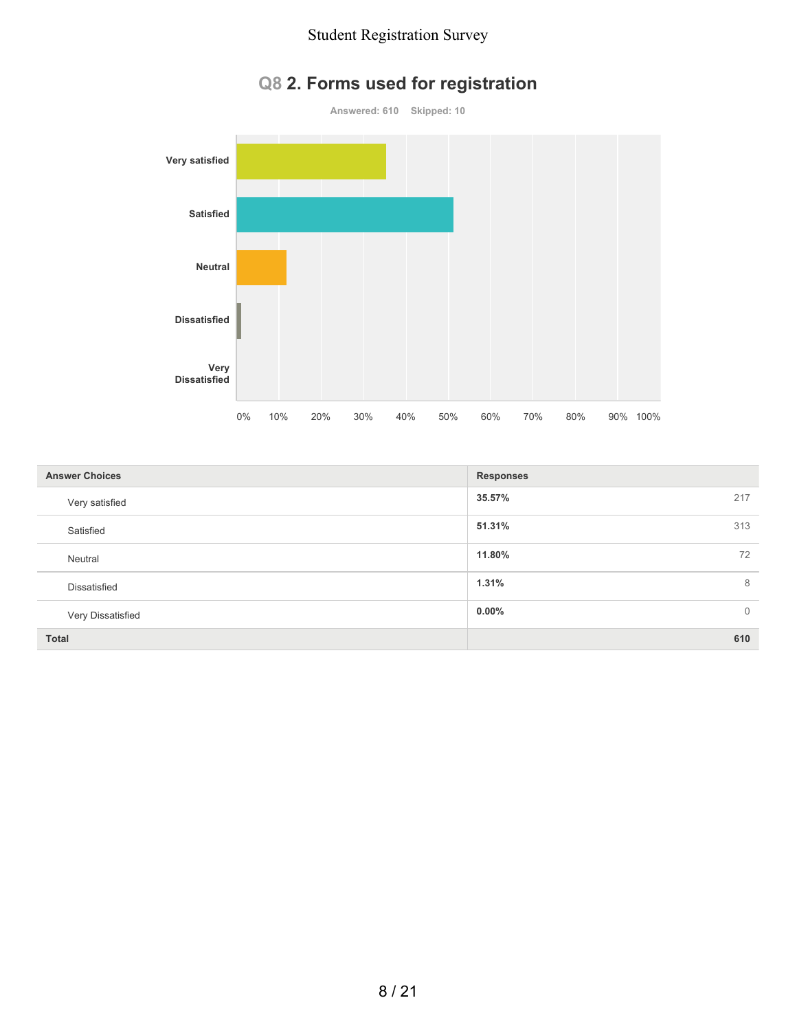## Q8 2. Forms used for registration

Answered: 610 Skipped: 10

| Answer Choices | Responses | |
|---|---|---|
| Very satisfied | 35.57% | 217 |
| Satisfied | 51.31% | 313 |
| Neutral | 11.80% | 72 |
| Dissatisfied | 1.31% | 8 |
| Very Dissatisfied | 0.00% | 0 |
| **Total** | | **610** |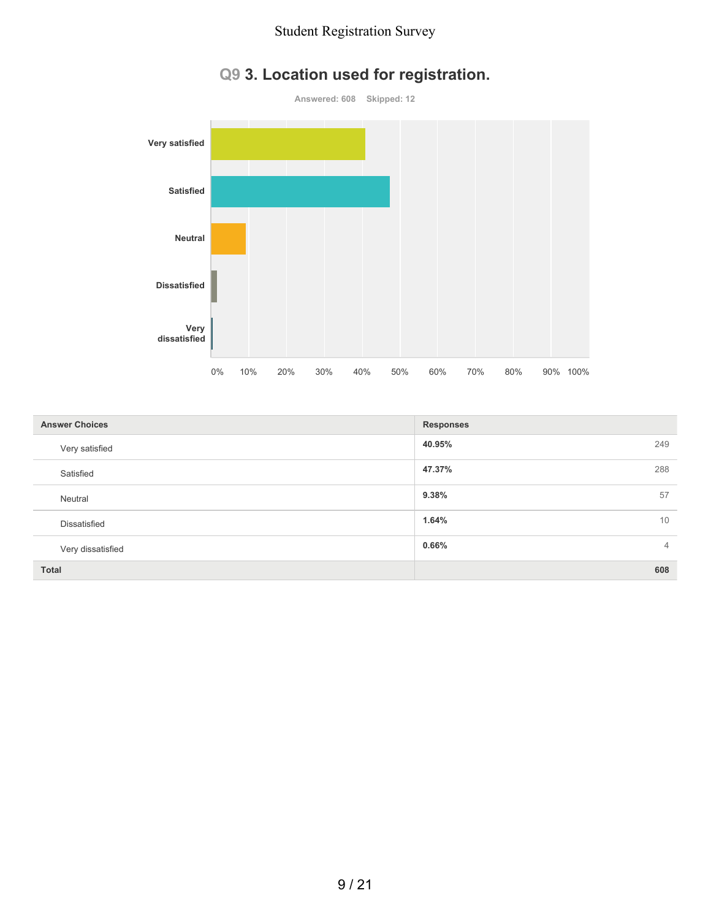## Q9 3. Location used for registration.

Answered: 608 Skipped: 12

| Answer Choices | Responses | |
|---|---|---|
| Very satisfied | 40.95% | 249 |
| Satisfied | 47.37% | 288 |
| Neutral | 9.38% | 57 |
| Dissatisfied | 1.64% | 10 |
| Very dissatisfied | 0.66% | 4 |
| **Total** | | **608** |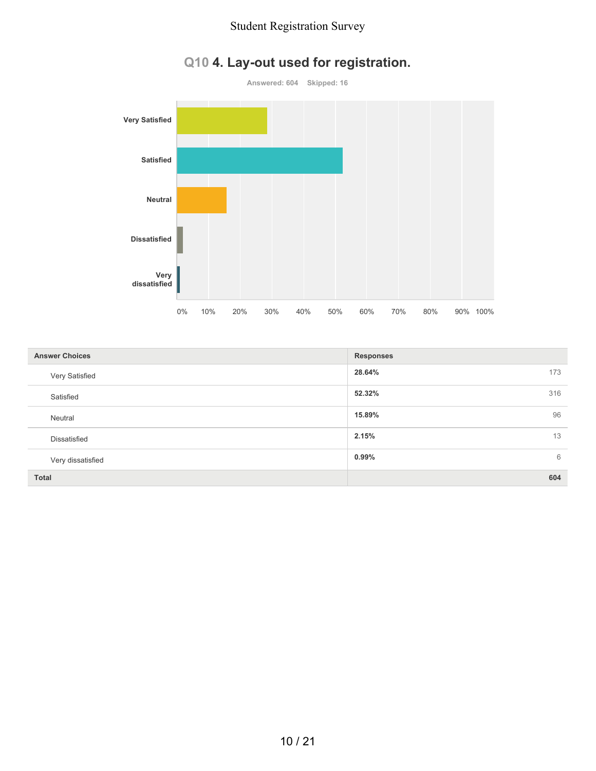# Q10 4. Lay-out used for registration.

Answered: 604  Skipped: 16

| Answer Choices | Responses | |
|---|---|---|
| Very Satisfied | 28.64% | 173 |
| Satisfied | 52.32% | 316 |
| Neutral | 15.89% | 96 |
| Dissatisfied | 2.15% | 13 |
| Very dissatisfied | 0.99% | 6 |
| **Total** | | **604** |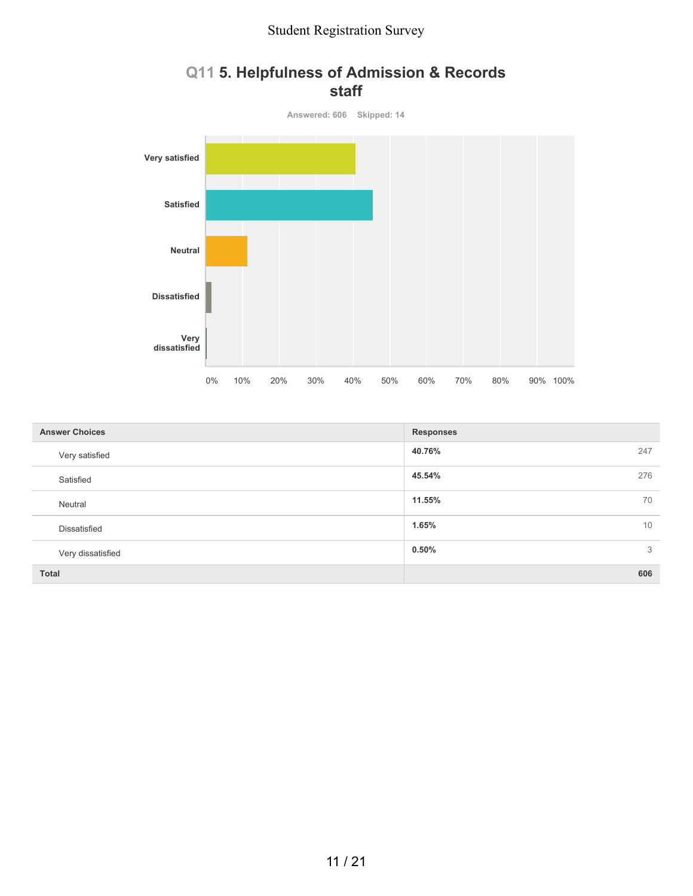## Q11 5. Helpfulness of Admission & Records staff

Answered: 606    Skipped: 14

| Answer Choices | Responses | |
|---|---|---|
| Very satisfied | 40.76% | 247 |
| Satisfied | 45.54% | 276 |
| Neutral | 11.55% | 70 |
| Dissatisfied | 1.65% | 10 |
| Very dissatisfied | 0.50% | 3 |
| **Total** | | **606** |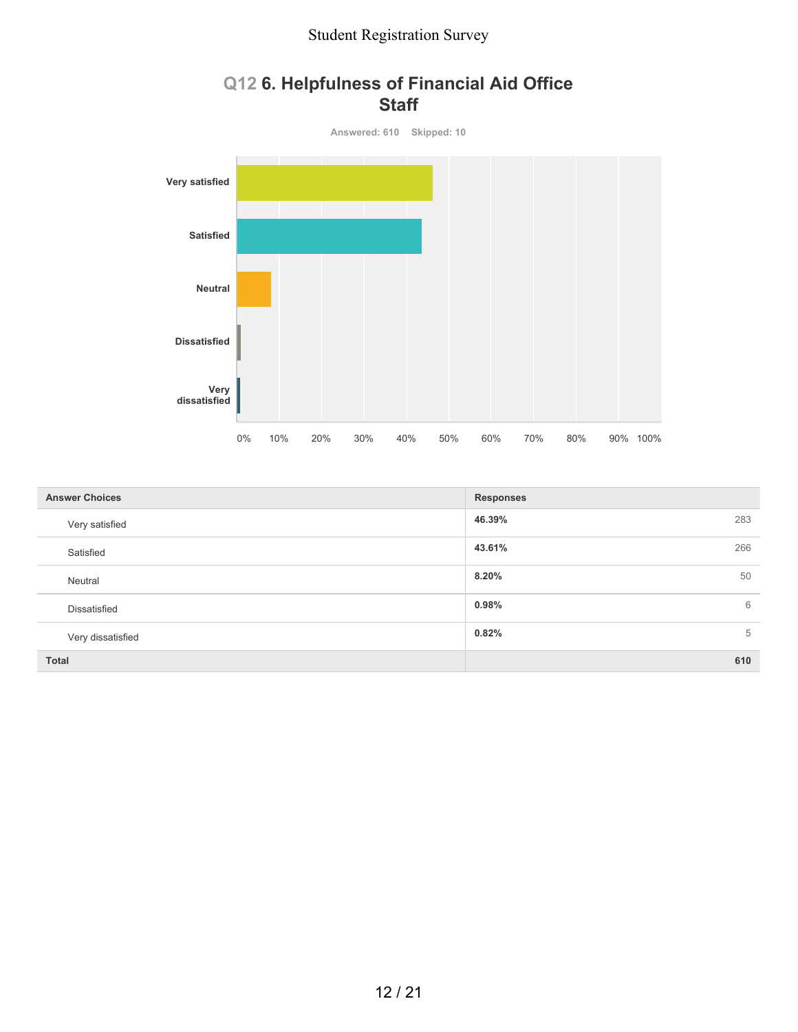## Q12 6. Helpfulness of Financial Aid Office Staff

Answered: 610 Skipped: 10

| Answer Choices | Responses | |
|---|---|---|
| Very satisfied | 46.39% | 283 |
| Satisfied | 43.61% | 266 |
| Neutral | 8.20% | 50 |
| Dissatisfied | 0.98% | 6 |
| Very dissatisfied | 0.82% | 5 |
| Total | | 610 |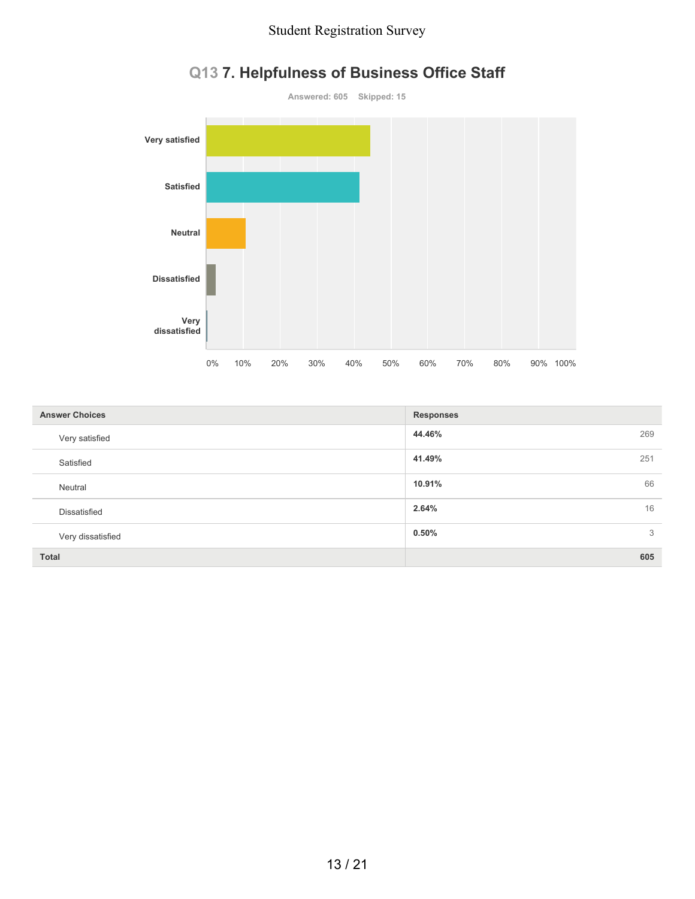# Q13 7. Helpfulness of Business Office Staff

Answered: 605 Skipped: 15

| Answer Choices | Responses | |
|---|---|---|
| Very satisfied | **44.46%** | 269 |
| Satisfied | **41.49%** | 251 |
| Neutral | **10.91%** | 66 |
| Dissatisfied | **2.64%** | 16 |
| Very dissatisfied | **0.50%** | 3 |
| **Total** | | **605** |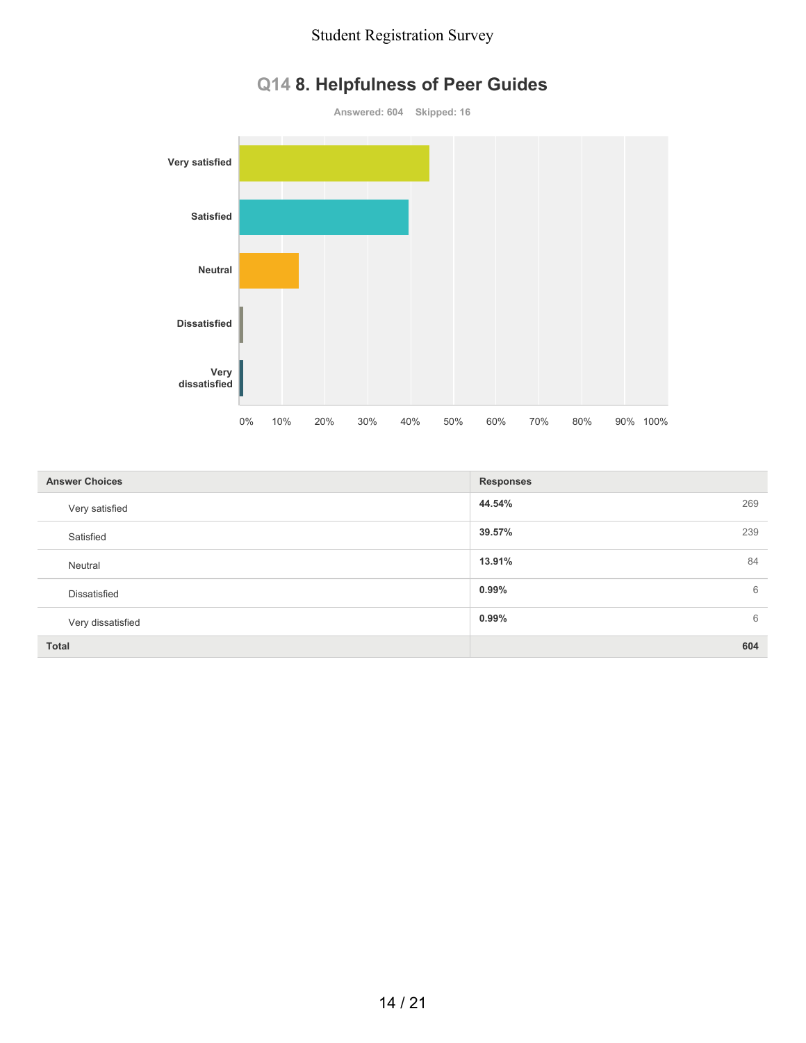## Q14 8. Helpfulness of Peer Guides

Answered: 604 Skipped: 16

| Answer Choices | Responses | |
|---|---|---|
| Very satisfied | 44.54% | 269 |
| Satisfied | 39.57% | 239 |
| Neutral | 13.91% | 84 |
| Dissatisfied | 0.99% | 6 |
| Very dissatisfied | 0.99% | 6 |
| **Total** | | **604** |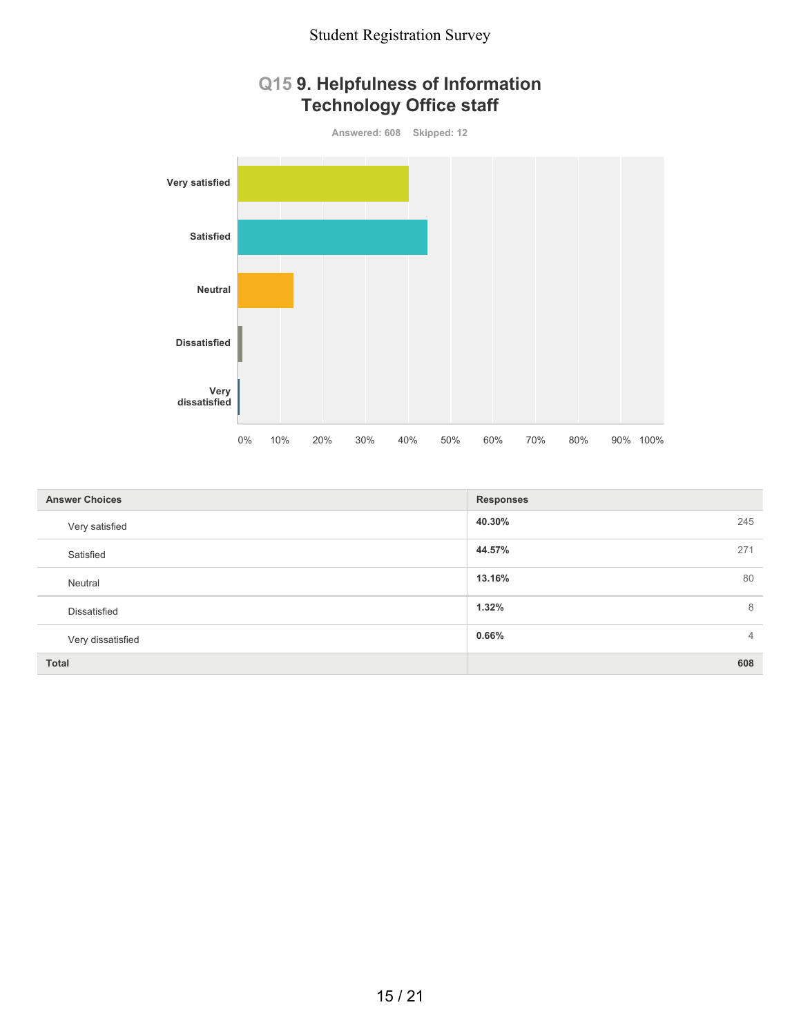## Q15 9. Helpfulness of Information Technology Office staff

Answered: 608 Skipped: 12

| Answer Choices | Responses | |
|---|---|---|
| Very satisfied | **40.30%** | 245 |
| Satisfied | **44.57%** | 271 |
| Neutral | **13.16%** | 80 |
| Dissatisfied | **1.32%** | 8 |
| Very dissatisfied | **0.66%** | 4 |
| **Total** | | **608** |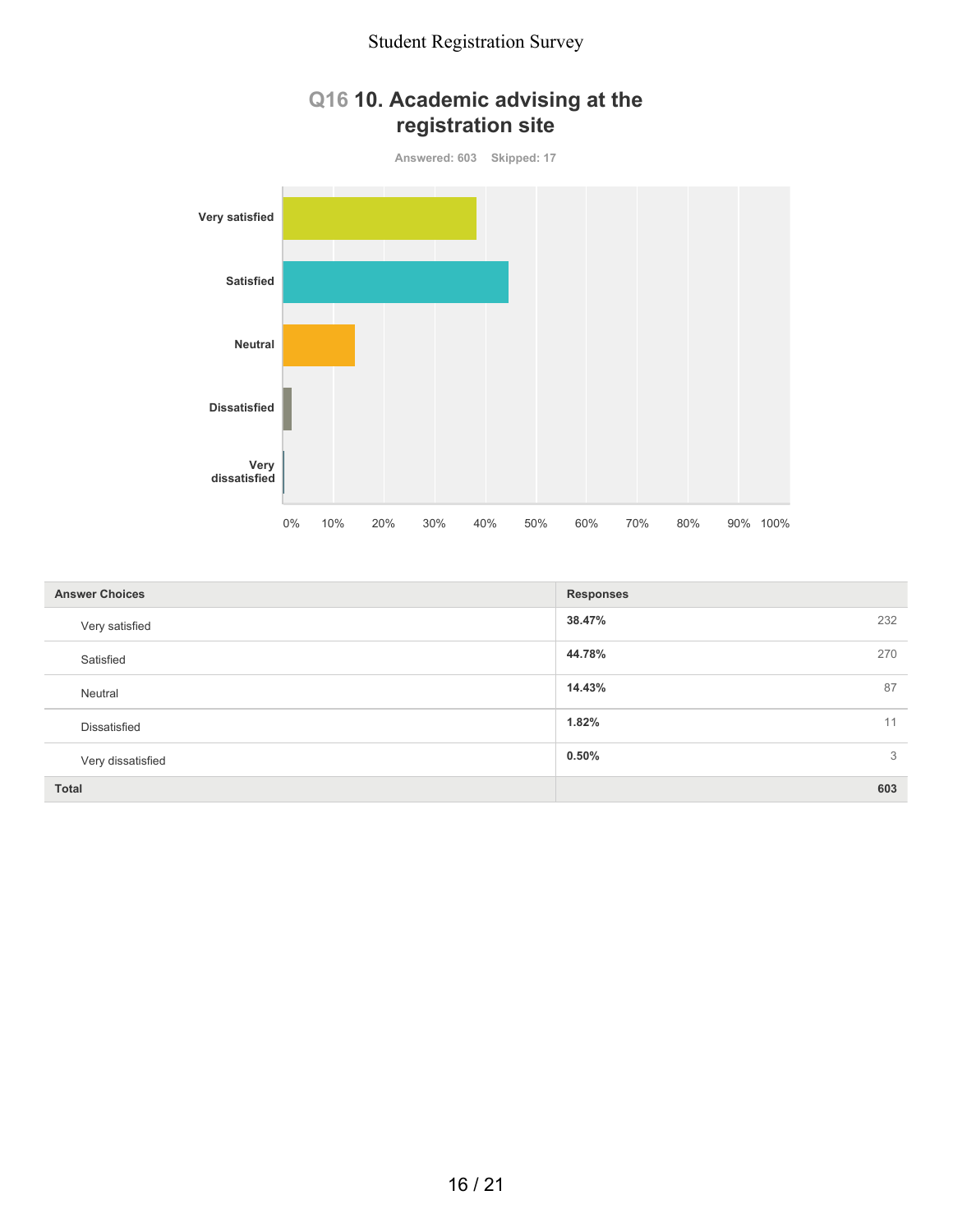## Q16 10. Academic advising at the registration site

Answered: 603    Skipped: 17

| Answer Choices | Responses | |
|---|---|---|
| Very satisfied | 38.47% | 232 |
| Satisfied | 44.78% | 270 |
| Neutral | 14.43% | 87 |
| Dissatisfied | 1.82% | 11 |
| Very dissatisfied | 0.50% | 3 |
| **Total** | | **603** |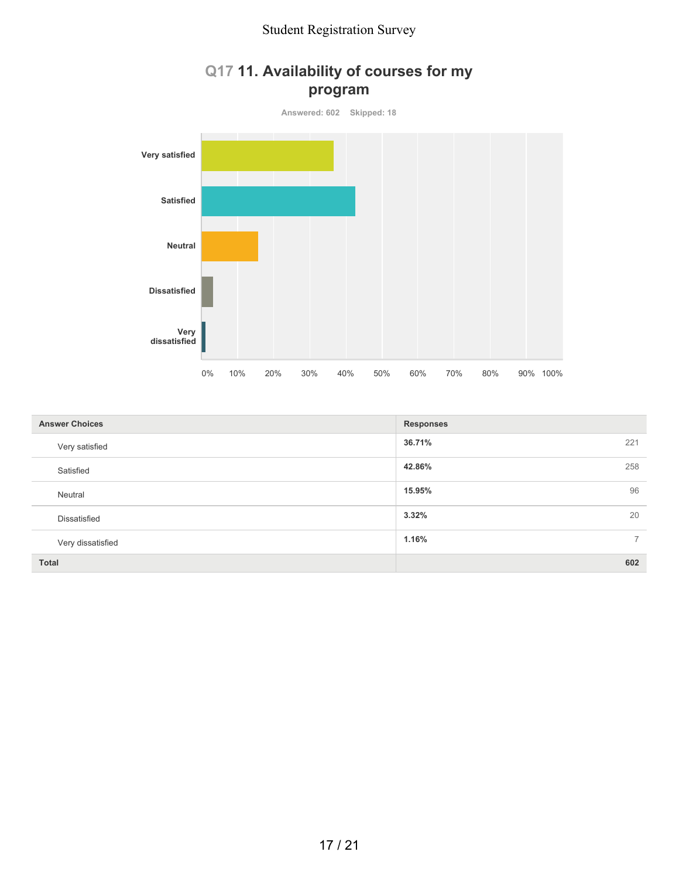## Q17 11. Availability of courses for my program

Answered: 602 Skipped: 18

| Answer Choices | Responses | |
|---|---|---|
| Very satisfied | 36.71% | 221 |
| Satisfied | 42.86% | 258 |
| Neutral | 15.95% | 96 |
| Dissatisfied | 3.32% | 20 |
| Very dissatisfied | 1.16% | 7 |
| **Total** | | **602** |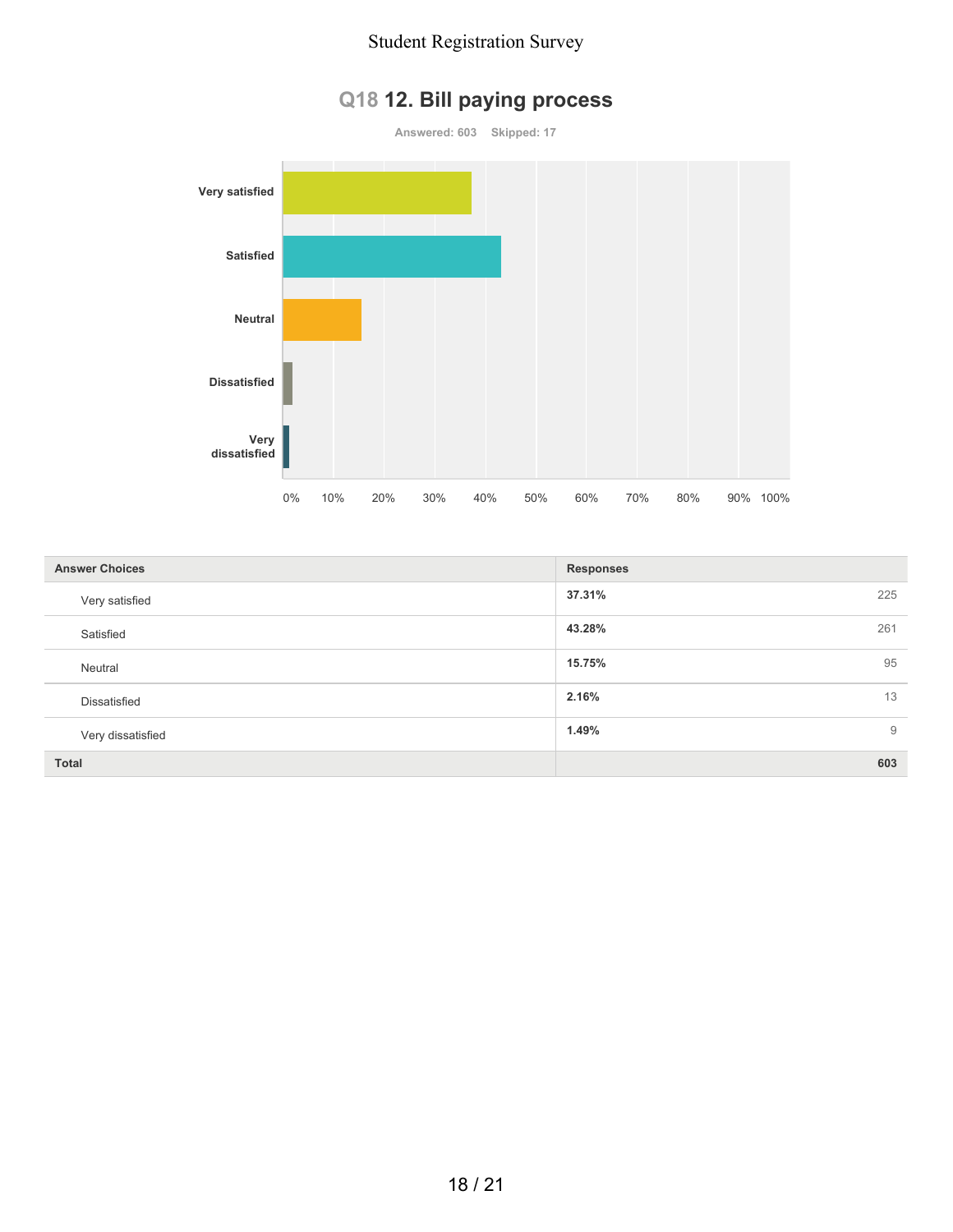# Q18 12. Bill paying process

Answered: 603 Skipped: 17

| Answer Choices | Responses | |
|---|---|---|
| Very satisfied | 37.31% | 225 |
| Satisfied | 43.28% | 261 |
| Neutral | 15.75% | 95 |
| Dissatisfied | 2.16% | 13 |
| Very dissatisfied | 1.49% | 9 |
| **Total** | | **603** |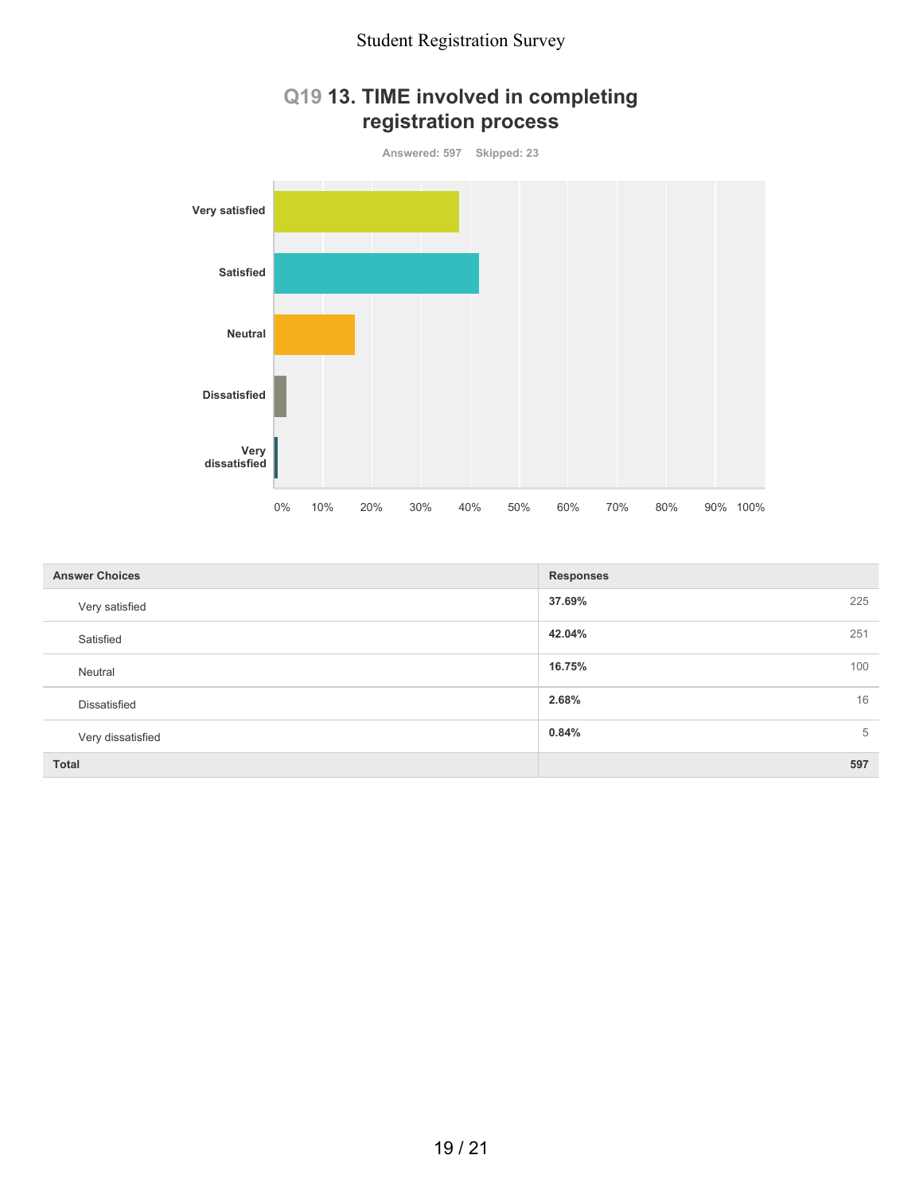# Q19 13. TIME involved in completing registration process

Answered: 597 Skipped: 23

| Answer Choices | Responses | |
|---|---|---|
| Very satisfied | 37.69% | 225 |
| Satisfied | 42.04% | 251 |
| Neutral | 16.75% | 100 |
| Dissatisfied | 2.68% | 16 |
| Very dissatisfied | 0.84% | 5 |
| Total | | 597 |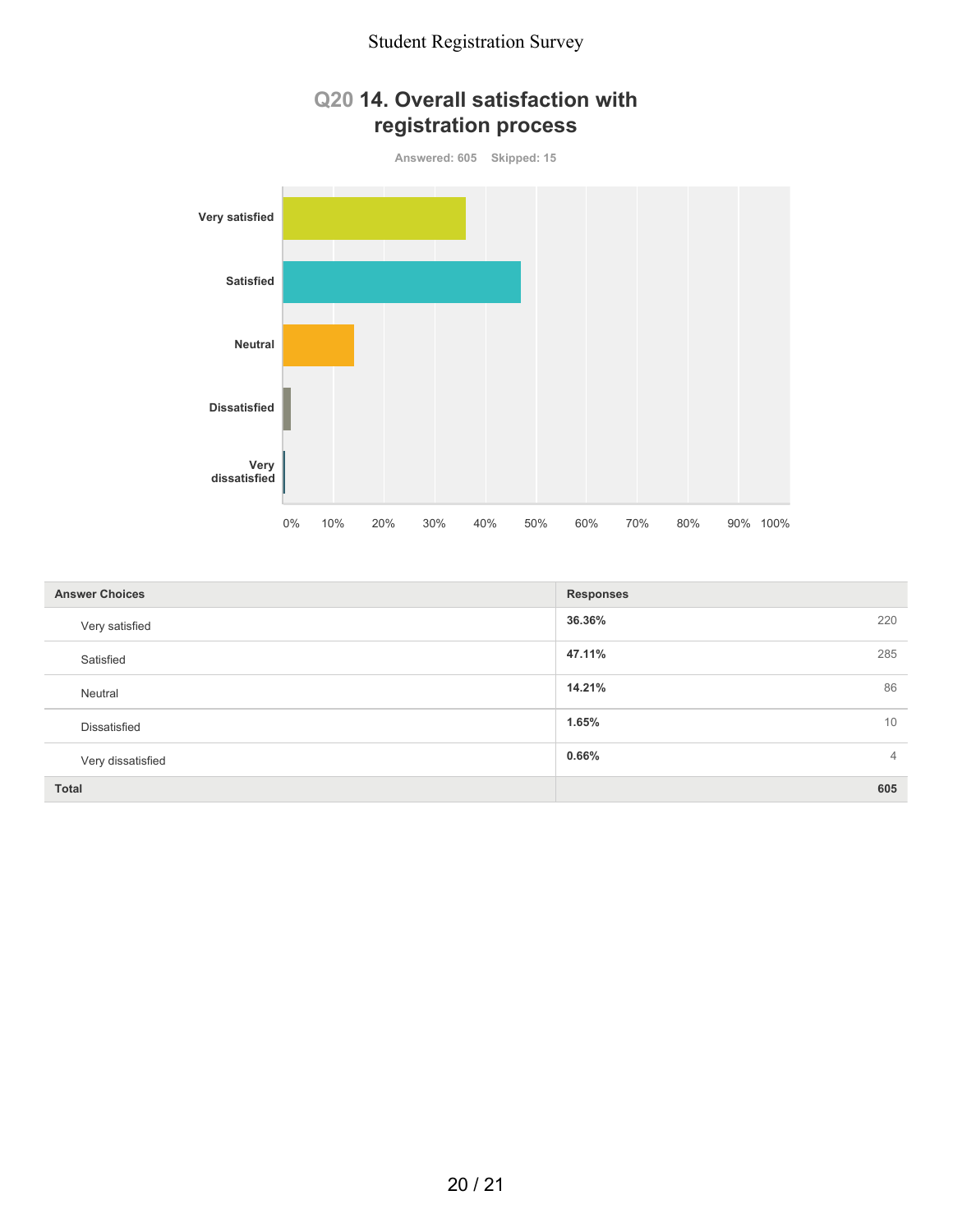## Q20 14. Overall satisfaction with registration process

Answered: 605 Skipped: 15

| Answer Choices | Responses | |
|---|---|---|
| Very satisfied | **36.36%** | 220 |
| Satisfied | **47.11%** | 285 |
| Neutral | **14.21%** | 86 |
| Dissatisfied | **1.65%** | 10 |
| Very dissatisfied | **0.66%** | 4 |
| **Total** | | **605** |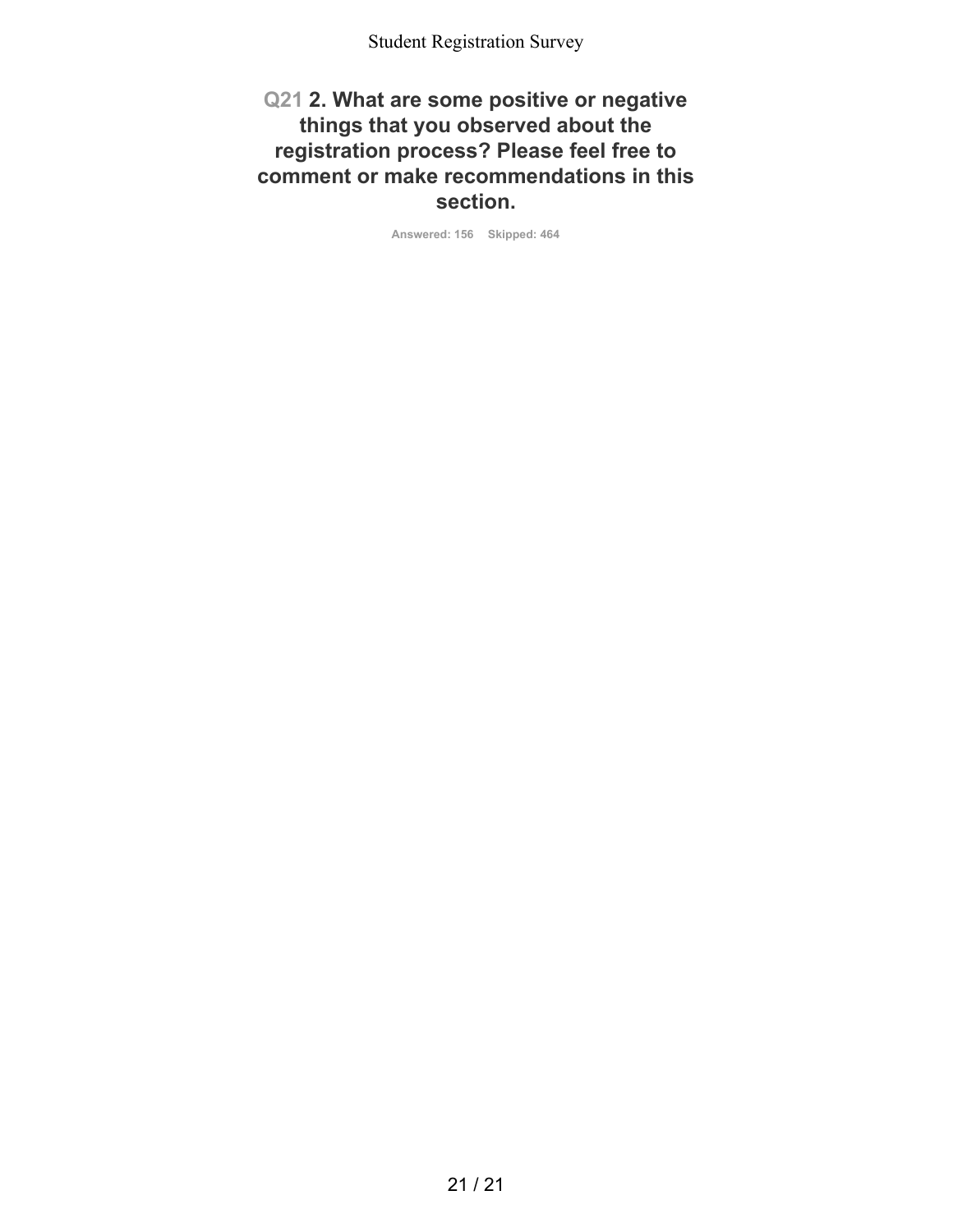## Q21 2. What are some positive or negative things that you observed about the registration process? Please feel free to comment or make recommendations in this section.

Answered: 156 Skipped: 464